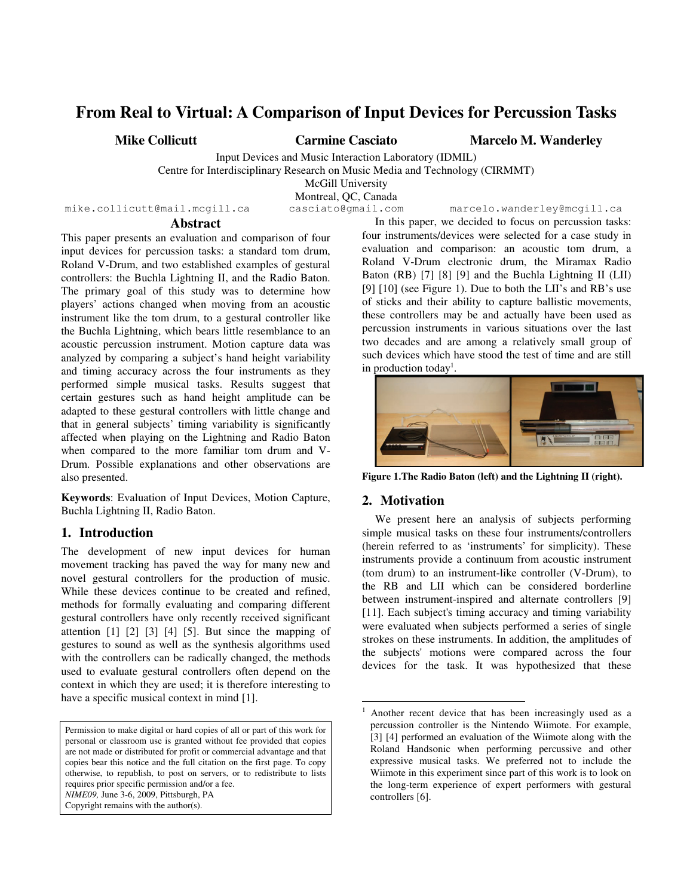# From Real to Virtual: A Comparison of Input Devices for Percussion Tasks

**Mike Collicutt** — mike.collicutt@mail.mcgill.ca

**Carmine Casciato** — casciato@gmail.com

**Marcelo M. Wanderley** — marcelo.wanderley@mcgill.ca

Input Devices and Music Interaction Laboratory (IDMIL)
Centre for Interdisciplinary Research on Music Media and Technology (CIRMMT)
McGill University
Montreal, QC, Canada

## Abstract

This paper presents an evaluation and comparison of four input devices for percussion tasks: a standard tom drum, Roland V-Drum, and two established examples of gestural controllers: the Buchla Lightning II, and the Radio Baton. The primary goal of this study was to determine how players' actions changed when moving from an acoustic instrument like the tom drum, to a gestural controller like the Buchla Lightning, which bears little resemblance to an acoustic percussion instrument. Motion capture data was analyzed by comparing a subject's hand height variability and timing accuracy across the four instruments as they performed simple musical tasks. Results suggest that certain gestures such as hand height amplitude can be adapted to these gestural controllers with little change and that in general subjects' timing variability is significantly affected when playing on the Lightning and Radio Baton when compared to the more familiar tom drum and V-Drum. Possible explanations and other observations are also presented.

**Keywords**: Evaluation of Input Devices, Motion Capture, Buchla Lightning II, Radio Baton.

## 1. Introduction

The development of new input devices for human movement tracking has paved the way for many new and novel gestural controllers for the production of music. While these devices continue to be created and refined, methods for formally evaluating and comparing different gestural controllers have only recently received significant attention [1] [2] [3] [4] [5]. But since the mapping of gestures to sound as well as the synthesis algorithms used with the controllers can be radically changed, the methods used to evaluate gestural controllers often depend on the context in which they are used; it is therefore interesting to have a specific musical context in mind [1].

Permission to make digital or hard copies of all or part of this work for personal or classroom use is granted without fee provided that copies are not made or distributed for profit or commercial advantage and that copies bear this notice and the full citation on the first page. To copy otherwise, to republish, to post on servers, or to redistribute to lists requires prior specific permission and/or a fee.
*NIME09,* June 3-6, 2009, Pittsburgh, PA
Copyright remains with the author(s).

In this paper, we decided to focus on percussion tasks: four instruments/devices were selected for a case study in evaluation and comparison: an acoustic tom drum, a Roland V-Drum electronic drum, the Miramax Radio Baton (RB) [7] [8] [9] and the Buchla Lightning II (LII) [9] [10] (see Figure 1). Due to both the LII's and RB's use of sticks and their ability to capture ballistic movements, these controllers may be and actually have been used as percussion instruments in various situations over the last two decades and are among a relatively small group of such devices which have stood the test of time and are still in production today[1].

**Figure 1.The Radio Baton (left) and the Lightning II (right).**

## 2. Motivation

We present here an analysis of subjects performing simple musical tasks on these four instruments/controllers (herein referred to as 'instruments' for simplicity). These instruments provide a continuum from acoustic instrument (tom drum) to an instrument-like controller (V-Drum), to the RB and LII which can be considered borderline between instrument-inspired and alternate controllers [9] [11]. Each subject's timing accuracy and timing variability were evaluated when subjects performed a series of single strokes on these instruments. In addition, the amplitudes of the subjects' motions were compared across the four devices for the task. It was hypothesized that these

[1] Another recent device that has been increasingly used as a percussion controller is the Nintendo Wiimote. For example, [3] [4] performed an evaluation of the Wiimote along with the Roland Handsonic when performing percussive and other expressive musical tasks. We preferred not to include the Wiimote in this experiment since part of this work is to look on the long-term experience of expert performers with gestural controllers [6].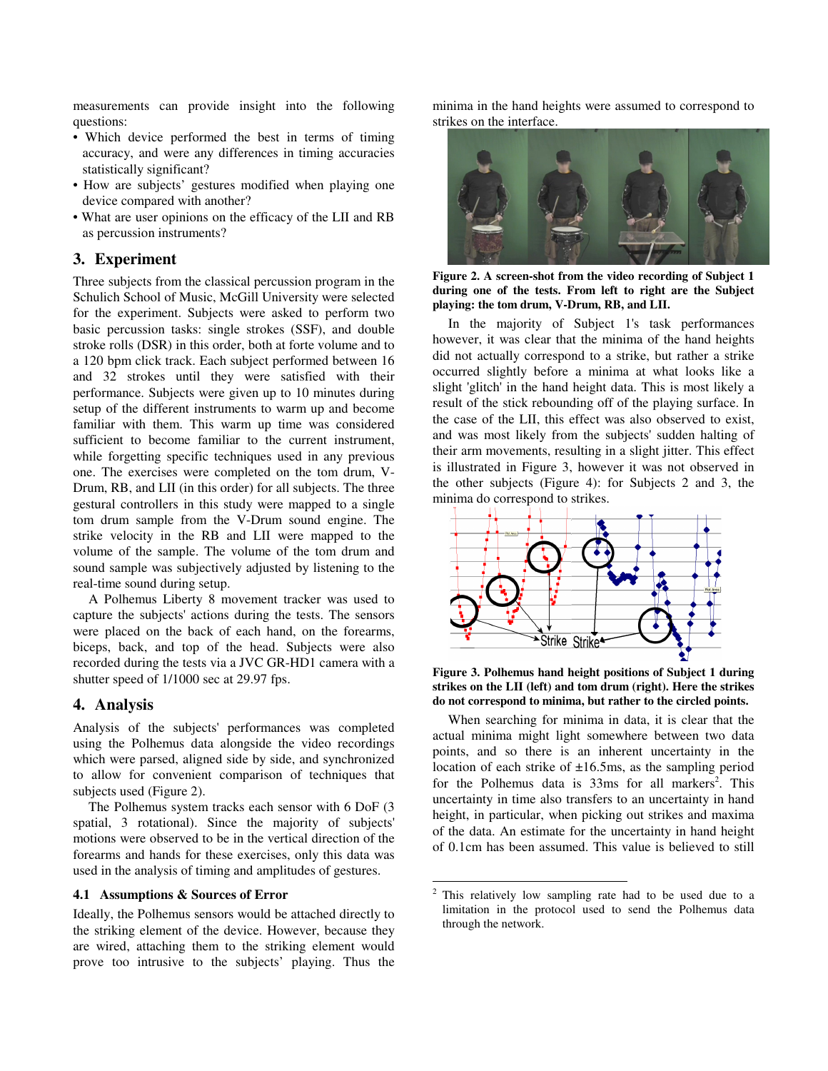measurements can provide insight into the following questions:

- Which device performed the best in terms of timing accuracy, and were any differences in timing accuracies statistically significant?
- How are subjects' gestures modified when playing one device compared with another?
- What are user opinions on the efficacy of the LII and RB as percussion instruments?

## 3. Experiment

Three subjects from the classical percussion program in the Schulich School of Music, McGill University were selected for the experiment. Subjects were asked to perform two basic percussion tasks: single strokes (SSF), and double stroke rolls (DSR) in this order, both at forte volume and to a 120 bpm click track. Each subject performed between 16 and 32 strokes until they were satisfied with their performance. Subjects were given up to 10 minutes during setup of the different instruments to warm up and become familiar with them. This warm up time was considered sufficient to become familiar to the current instrument, while forgetting specific techniques used in any previous one. The exercises were completed on the tom drum, V-Drum, RB, and LII (in this order) for all subjects. The three gestural controllers in this study were mapped to a single tom drum sample from the V-Drum sound engine. The strike velocity in the RB and LII were mapped to the volume of the sample. The volume of the tom drum and sound sample was subjectively adjusted by listening to the real-time sound during setup.

A Polhemus Liberty 8 movement tracker was used to capture the subjects' actions during the tests. The sensors were placed on the back of each hand, on the forearms, biceps, back, and top of the head. Subjects were also recorded during the tests via a JVC GR-HD1 camera with a shutter speed of 1/1000 sec at 29.97 fps.

## 4. Analysis

Analysis of the subjects' performances was completed using the Polhemus data alongside the video recordings which were parsed, aligned side by side, and synchronized to allow for convenient comparison of techniques that subjects used (Figure 2).

The Polhemus system tracks each sensor with 6 DoF (3 spatial, 3 rotational). Since the majority of subjects' motions were observed to be in the vertical direction of the forearms and hands for these exercises, only this data was used in the analysis of timing and amplitudes of gestures.

### 4.1 Assumptions & Sources of Error

Ideally, the Polhemus sensors would be attached directly to the striking element of the device. However, because they are wired, attaching them to the striking element would prove too intrusive to the subjects' playing. Thus the minima in the hand heights were assumed to correspond to strikes on the interface.

**Figure 2. A screen-shot from the video recording of Subject 1 during one of the tests. From left to right are the Subject playing: the tom drum, V-Drum, RB, and LII.**

In the majority of Subject 1's task performances however, it was clear that the minima of the hand heights did not actually correspond to a strike, but rather a strike occurred slightly before a minima at what looks like a slight 'glitch' in the hand height data. This is most likely a result of the stick rebounding off of the playing surface. In the case of the LII, this effect was also observed to exist, and was most likely from the subjects' sudden halting of their arm movements, resulting in a slight jitter. This effect is illustrated in Figure 3, however it was not observed in the other subjects (Figure 4): for Subjects 2 and 3, the minima do correspond to strikes.

**Figure 3. Polhemus hand height positions of Subject 1 during strikes on the LII (left) and tom drum (right). Here the strikes do not correspond to minima, but rather to the circled points.**

When searching for minima in data, it is clear that the actual minima might light somewhere between two data points, and so there is an inherent uncertainty in the location of each strike of ±16.5ms, as the sampling period for the Polhemus data is 33ms for all markers[2]. This uncertainty in time also transfers to an uncertainty in hand height, in particular, when picking out strikes and maxima of the data. An estimate for the uncertainty in hand height of 0.1cm has been assumed. This value is believed to still

[2] This relatively low sampling rate had to be used due to a limitation in the protocol used to send the Polhemus data through the network.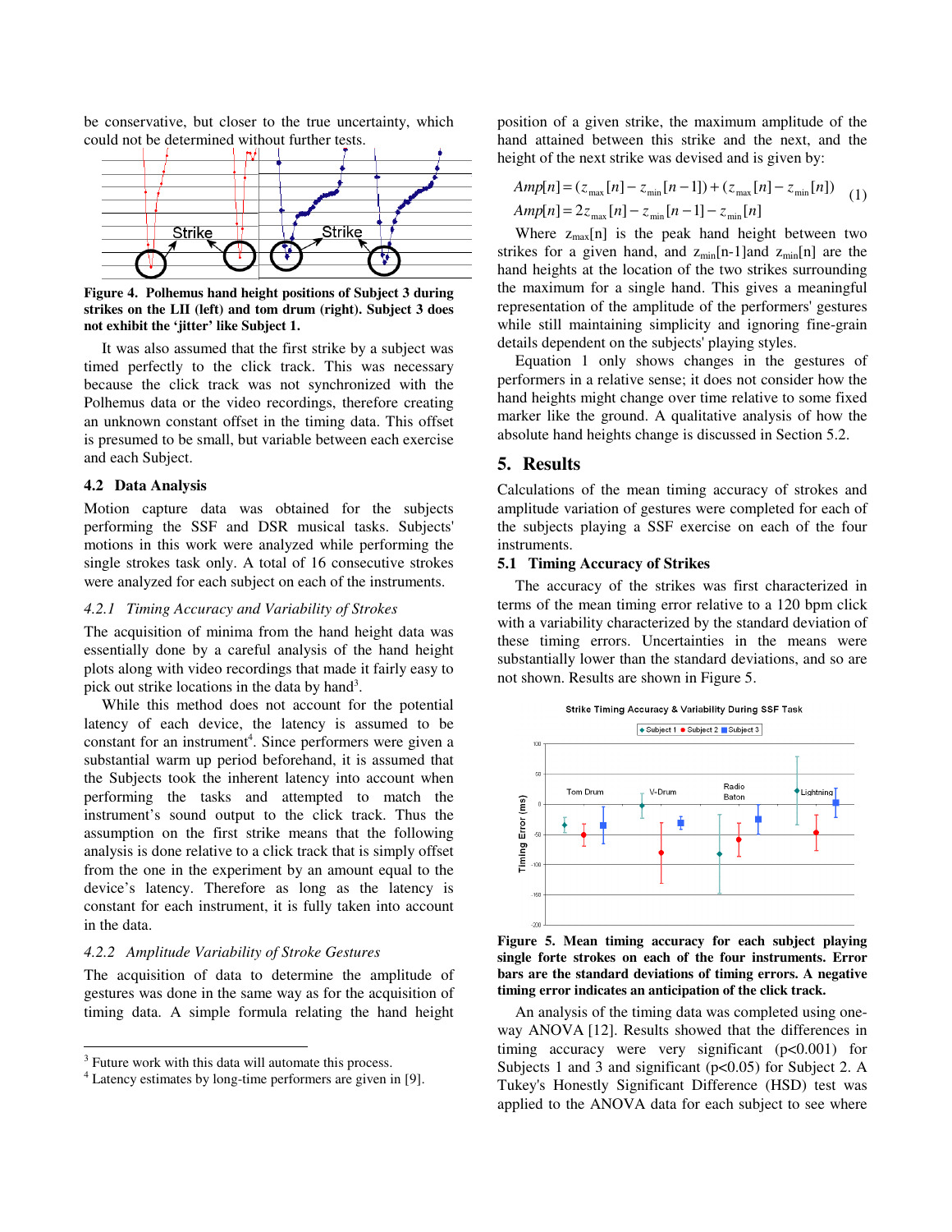be conservative, but closer to the true uncertainty, which could not be determined without further tests.

**Figure 4. Polhemus hand height positions of Subject 3 during strikes on the LII (left) and tom drum (right). Subject 3 does not exhibit the 'jitter' like Subject 1.**

It was also assumed that the first strike by a subject was timed perfectly to the click track. This was necessary because the click track was not synchronized with the Polhemus data or the video recordings, therefore creating an unknown constant offset in the timing data. This offset is presumed to be small, but variable between each exercise and each Subject.

### 4.2 Data Analysis

Motion capture data was obtained for the subjects performing the SSF and DSR musical tasks. Subjects' motions in this work were analyzed while performing the single strokes task only. A total of 16 consecutive strokes were analyzed for each subject on each of the instruments.

#### *4.2.1 Timing Accuracy and Variability of Strokes*

The acquisition of minima from the hand height data was essentially done by a careful analysis of the hand height plots along with video recordings that made it fairly easy to pick out strike locations in the data by hand[3].

While this method does not account for the potential latency of each device, the latency is assumed to be constant for an instrument[4]. Since performers were given a substantial warm up period beforehand, it is assumed that the Subjects took the inherent latency into account when performing the tasks and attempted to match the instrument's sound output to the click track. Thus the assumption on the first strike means that the following analysis is done relative to a click track that is simply offset from the one in the experiment by an amount equal to the device's latency. Therefore as long as the latency is constant for each instrument, it is fully taken into account in the data.

#### *4.2.2 Amplitude Variability of Stroke Gestures*

The acquisition of data to determine the amplitude of gestures was done in the same way as for the acquisition of timing data. A simple formula relating the hand height position of a given strike, the maximum amplitude of the hand attained between this strike and the next, and the height of the next strike was devised and is given by:

$$Amp[n] = (z_{\max}[n] - z_{\min}[n-1]) + (z_{\max}[n] - z_{\min}[n]) \qquad (1)$$
$$Amp[n] = 2z_{\max}[n] - z_{\min}[n-1] - z_{\min}[n]$$

Where $z_{max}[n]$ is the peak hand height between two strikes for a given hand, and $z_{min}[n-1]$ and $z_{min}[n]$ are the hand heights at the location of the two strikes surrounding the maximum for a single hand. This gives a meaningful representation of the amplitude of the performers' gestures while still maintaining simplicity and ignoring fine-grain details dependent on the subjects' playing styles.

Equation 1 only shows changes in the gestures of performers in a relative sense; it does not consider how the hand heights might change over time relative to some fixed marker like the ground. A qualitative analysis of how the absolute hand heights change is discussed in Section 5.2.

## 5. Results

Calculations of the mean timing accuracy of strokes and amplitude variation of gestures were completed for each of the subjects playing a SSF exercise on each of the four instruments.

### 5.1 Timing Accuracy of Strikes

The accuracy of the strikes was first characterized in terms of the mean timing error relative to a 120 bpm click with a variability characterized by the standard deviation of these timing errors. Uncertainties in the means were substantially lower than the standard deviations, and so are not shown. Results are shown in Figure 5.

**Figure 5. Mean timing accuracy for each subject playing single forte strokes on each of the four instruments. Error bars are the standard deviations of timing errors. A negative timing error indicates an anticipation of the click track.**

An analysis of the timing data was completed using one-way ANOVA [12]. Results showed that the differences in timing accuracy were very significant ($p<0.001$) for Subjects 1 and 3 and significant ($p<0.05$) for Subject 2. A Tukey's Honestly Significant Difference (HSD) test was applied to the ANOVA data for each subject to see where

---

[3] Future work with this data will automate this process.

[4] Latency estimates by long-time performers are given in [9].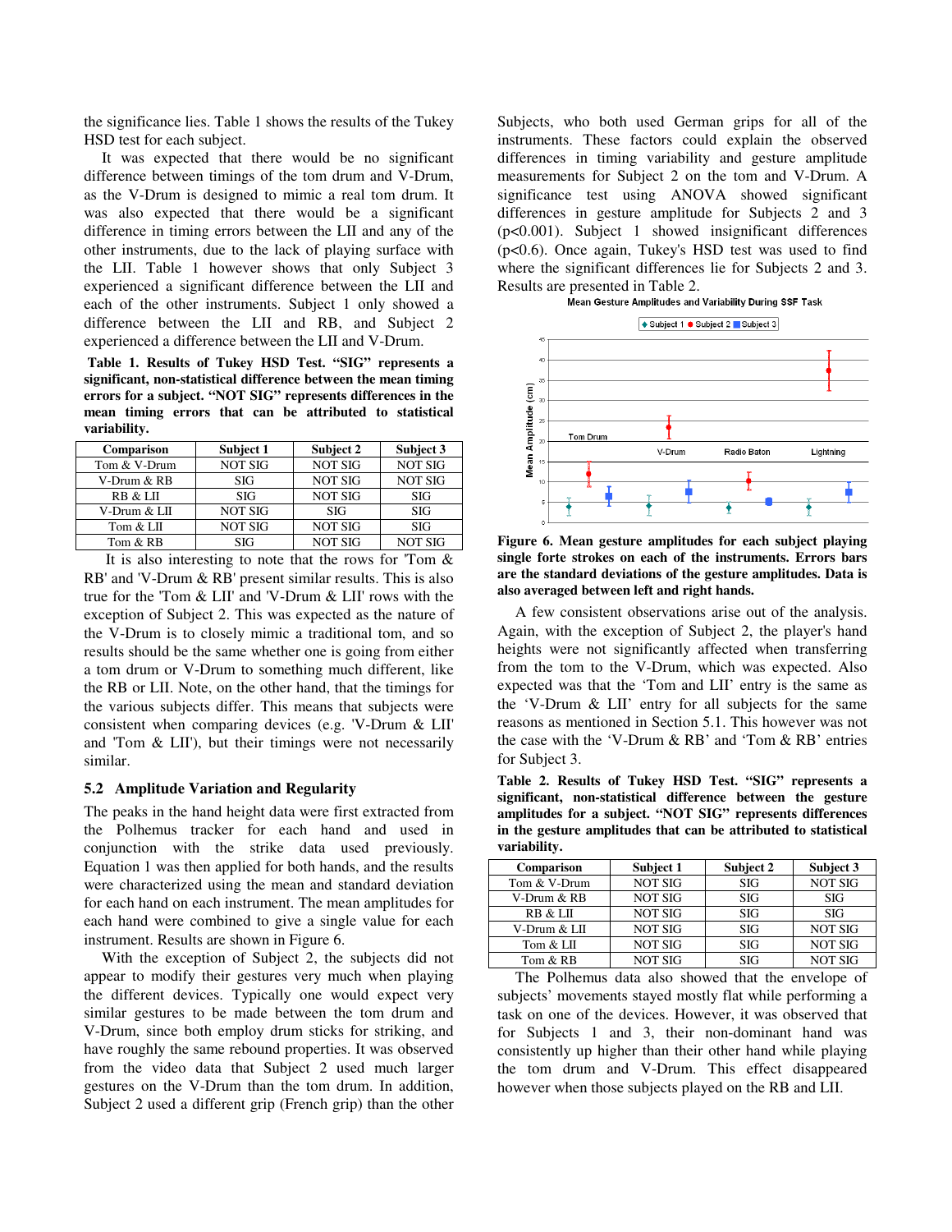the significance lies. Table 1 shows the results of the Tukey HSD test for each subject.

It was expected that there would be no significant difference between timings of the tom drum and V-Drum, as the V-Drum is designed to mimic a real tom drum. It was also expected that there would be a significant difference in timing errors between the LII and any of the other instruments, due to the lack of playing surface with the LII. Table 1 however shows that only Subject 3 experienced a significant difference between the LII and each of the other instruments. Subject 1 only showed a difference between the LII and RB, and Subject 2 experienced a difference between the LII and V-Drum.

**Table 1. Results of Tukey HSD Test. "SIG" represents a significant, non-statistical difference between the mean timing errors for a subject. "NOT SIG" represents differences in the mean timing errors that can be attributed to statistical variability.**

| Comparison | Subject 1 | Subject 2 | Subject 3 |
|---|---|---|---|
| Tom & V-Drum | NOT SIG | NOT SIG | NOT SIG |
| V-Drum & RB | SIG | NOT SIG | NOT SIG |
| RB & LII | SIG | NOT SIG | SIG |
| V-Drum & LII | NOT SIG | SIG | SIG |
| Tom & LII | NOT SIG | NOT SIG | SIG |
| Tom & RB | SIG | NOT SIG | NOT SIG |

It is also interesting to note that the rows for 'Tom & RB' and 'V-Drum & RB' present similar results. This is also true for the 'Tom & LII' and 'V-Drum & LII' rows with the exception of Subject 2. This was expected as the nature of the V-Drum is to closely mimic a traditional tom, and so results should be the same whether one is going from either a tom drum or V-Drum to something much different, like the RB or LII. Note, on the other hand, that the timings for the various subjects differ. This means that subjects were consistent when comparing devices (e.g. 'V-Drum & LII' and 'Tom & LII'), but their timings were not necessarily similar.

### 5.2 Amplitude Variation and Regularity

The peaks in the hand height data were first extracted from the Polhemus tracker for each hand and used in conjunction with the strike data used previously. Equation 1 was then applied for both hands, and the results were characterized using the mean and standard deviation for each hand on each instrument. The mean amplitudes for each hand were combined to give a single value for each instrument. Results are shown in Figure 6.

With the exception of Subject 2, the subjects did not appear to modify their gestures very much when playing the different devices. Typically one would expect very similar gestures to be made between the tom drum and V-Drum, since both employ drum sticks for striking, and have roughly the same rebound properties. It was observed from the video data that Subject 2 used much larger gestures on the V-Drum than the tom drum. In addition, Subject 2 used a different grip (French grip) than the other Subjects, who both used German grips for all of the instruments. These factors could explain the observed differences in timing variability and gesture amplitude measurements for Subject 2 on the tom and V-Drum. A significance test using ANOVA showed significant differences in gesture amplitude for Subjects 2 and 3 ($p<0.001$). Subject 1 showed insignificant differences ($p<0.6$). Once again, Tukey's HSD test was used to find where the significant differences lie for Subjects 2 and 3. Results are presented in Table 2.

**Figure 6. Mean gesture amplitudes for each subject playing single forte strokes on each of the instruments. Errors bars are the standard deviations of the gesture amplitudes. Data is also averaged between left and right hands.**

A few consistent observations arise out of the analysis. Again, with the exception of Subject 2, the player's hand heights were not significantly affected when transferring from the tom to the V-Drum, which was expected. Also expected was that the 'Tom and LII' entry is the same as the 'V-Drum & LII' entry for all subjects for the same reasons as mentioned in Section 5.1. This however was not the case with the 'V-Drum & RB' and 'Tom & RB' entries for Subject 3.

**Table 2. Results of Tukey HSD Test. "SIG" represents a significant, non-statistical difference between the gesture amplitudes for a subject. "NOT SIG" represents differences in the gesture amplitudes that can be attributed to statistical variability.**

| Comparison | Subject 1 | Subject 2 | Subject 3 |
|---|---|---|---|
| Tom & V-Drum | NOT SIG | SIG | NOT SIG |
| V-Drum & RB | NOT SIG | SIG | SIG |
| RB & LII | NOT SIG | SIG | SIG |
| V-Drum & LII | NOT SIG | SIG | NOT SIG |
| Tom & LII | NOT SIG | SIG | NOT SIG |
| Tom & RB | NOT SIG | SIG | NOT SIG |

The Polhemus data also showed that the envelope of subjects' movements stayed mostly flat while performing a task on one of the devices. However, it was observed that for Subjects 1 and 3, their non-dominant hand was consistently up higher than their other hand while playing the tom drum and V-Drum. This effect disappeared however when those subjects played on the RB and LII.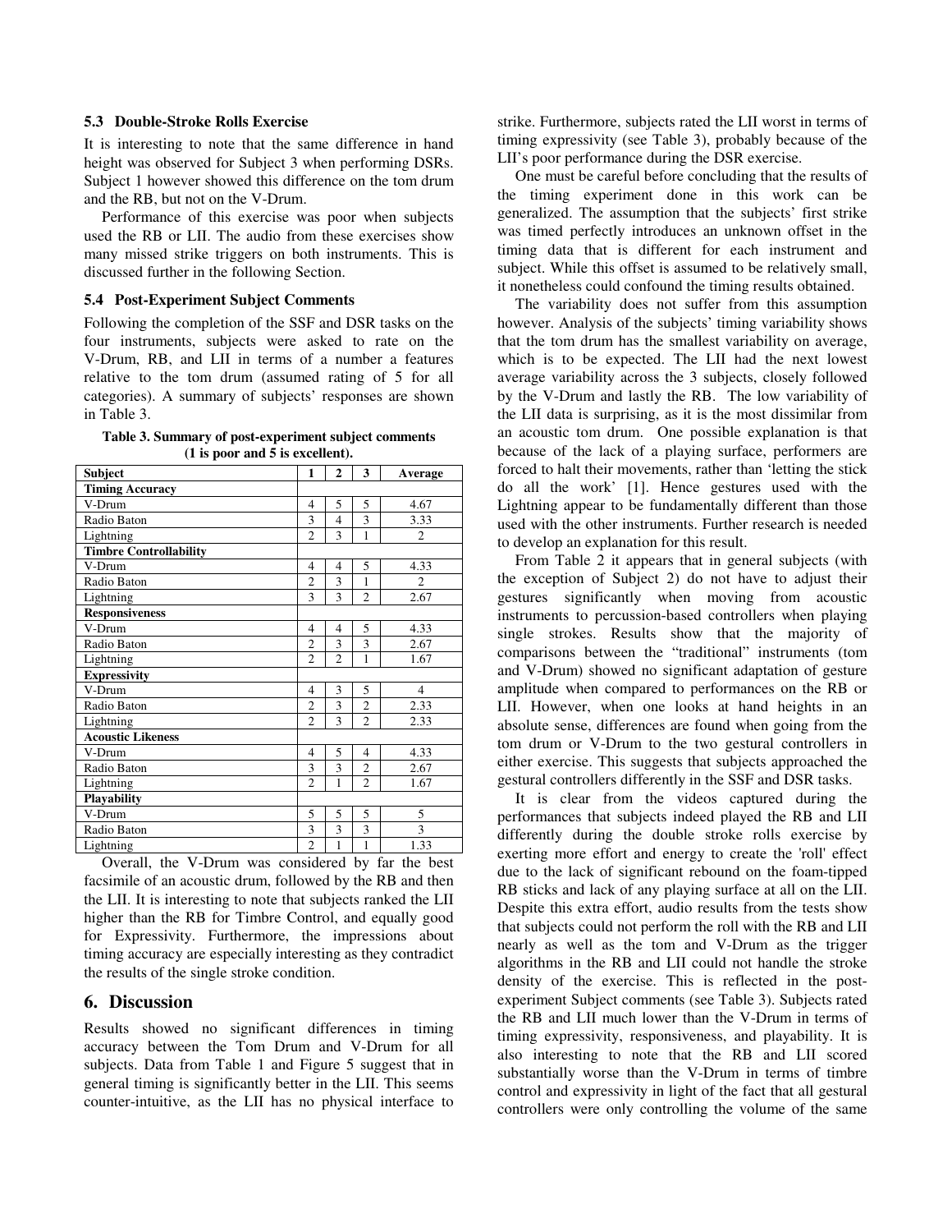### 5.3 Double-Stroke Rolls Exercise

It is interesting to note that the same difference in hand height was observed for Subject 3 when performing DSRs. Subject 1 however showed this difference on the tom drum and the RB, but not on the V-Drum.

Performance of this exercise was poor when subjects used the RB or LII. The audio from these exercises show many missed strike triggers on both instruments. This is discussed further in the following Section.

### 5.4 Post-Experiment Subject Comments

Following the completion of the SSF and DSR tasks on the four instruments, subjects were asked to rate on the V-Drum, RB, and LII in terms of a number a features relative to the tom drum (assumed rating of 5 for all categories). A summary of subjects' responses are shown in Table 3.

**Table 3. Summary of post-experiment subject comments (1 is poor and 5 is excellent).**

| Subject | 1 | 2 | 3 | Average |
|---|---|---|---|---|
| **Timing Accuracy** | | | | |
| V-Drum | 4 | 5 | 5 | 4.67 |
| Radio Baton | 3 | 4 | 3 | 3.33 |
| Lightning | 2 | 3 | 1 | 2 |
| **Timbre Controllability** | | | | |
| V-Drum | 4 | 4 | 5 | 4.33 |
| Radio Baton | 2 | 3 | 1 | 2 |
| Lightning | 3 | 3 | 2 | 2.67 |
| **Responsiveness** | | | | |
| V-Drum | 4 | 4 | 5 | 4.33 |
| Radio Baton | 2 | 3 | 3 | 2.67 |
| Lightning | 2 | 2 | 1 | 1.67 |
| **Expressivity** | | | | |
| V-Drum | 4 | 3 | 5 | 4 |
| Radio Baton | 2 | 3 | 2 | 2.33 |
| Lightning | 2 | 3 | 2 | 2.33 |
| **Acoustic Likeness** | | | | |
| V-Drum | 4 | 5 | 4 | 4.33 |
| Radio Baton | 3 | 3 | 2 | 2.67 |
| Lightning | 2 | 1 | 2 | 1.67 |
| **Playability** | | | | |
| V-Drum | 5 | 5 | 5 | 5 |
| Radio Baton | 3 | 3 | 3 | 3 |
| Lightning | 2 | 1 | 1 | 1.33 |

Overall, the V-Drum was considered by far the best facsimile of an acoustic drum, followed by the RB and then the LII. It is interesting to note that subjects ranked the LII higher than the RB for Timbre Control, and equally good for Expressivity. Furthermore, the impressions about timing accuracy are especially interesting as they contradict the results of the single stroke condition.

## 6. Discussion

Results showed no significant differences in timing accuracy between the Tom Drum and V-Drum for all subjects. Data from Table 1 and Figure 5 suggest that in general timing is significantly better in the LII. This seems counter-intuitive, as the LII has no physical interface to strike. Furthermore, subjects rated the LII worst in terms of timing expressivity (see Table 3), probably because of the LII's poor performance during the DSR exercise.

One must be careful before concluding that the results of the timing experiment done in this work can be generalized. The assumption that the subjects' first strike was timed perfectly introduces an unknown offset in the timing data that is different for each instrument and subject. While this offset is assumed to be relatively small, it nonetheless could confound the timing results obtained.

The variability does not suffer from this assumption however. Analysis of the subjects' timing variability shows that the tom drum has the smallest variability on average, which is to be expected. The LII had the next lowest average variability across the 3 subjects, closely followed by the V-Drum and lastly the RB. The low variability of the LII data is surprising, as it is the most dissimilar from an acoustic tom drum. One possible explanation is that because of the lack of a playing surface, performers are forced to halt their movements, rather than 'letting the stick do all the work' [1]. Hence gestures used with the Lightning appear to be fundamentally different than those used with the other instruments. Further research is needed to develop an explanation for this result.

From Table 2 it appears that in general subjects (with the exception of Subject 2) do not have to adjust their gestures significantly when moving from acoustic instruments to percussion-based controllers when playing single strokes. Results show that the majority of comparisons between the "traditional" instruments (tom and V-Drum) showed no significant adaptation of gesture amplitude when compared to performances on the RB or LII. However, when one looks at hand heights in an absolute sense, differences are found when going from the tom drum or V-Drum to the two gestural controllers in either exercise. This suggests that subjects approached the gestural controllers differently in the SSF and DSR tasks.

It is clear from the videos captured during the performances that subjects indeed played the RB and LII differently during the double stroke rolls exercise by exerting more effort and energy to create the 'roll' effect due to the lack of significant rebound on the foam-tipped RB sticks and lack of any playing surface at all on the LII. Despite this extra effort, audio results from the tests show that subjects could not perform the roll with the RB and LII nearly as well as the tom and V-Drum as the trigger algorithms in the RB and LII could not handle the stroke density of the exercise. This is reflected in the post-experiment Subject comments (see Table 3). Subjects rated the RB and LII much lower than the V-Drum in terms of timing expressivity, responsiveness, and playability. It is also interesting to note that the RB and LII scored substantially worse than the V-Drum in terms of timbre control and expressivity in light of the fact that all gestural controllers were only controlling the volume of the same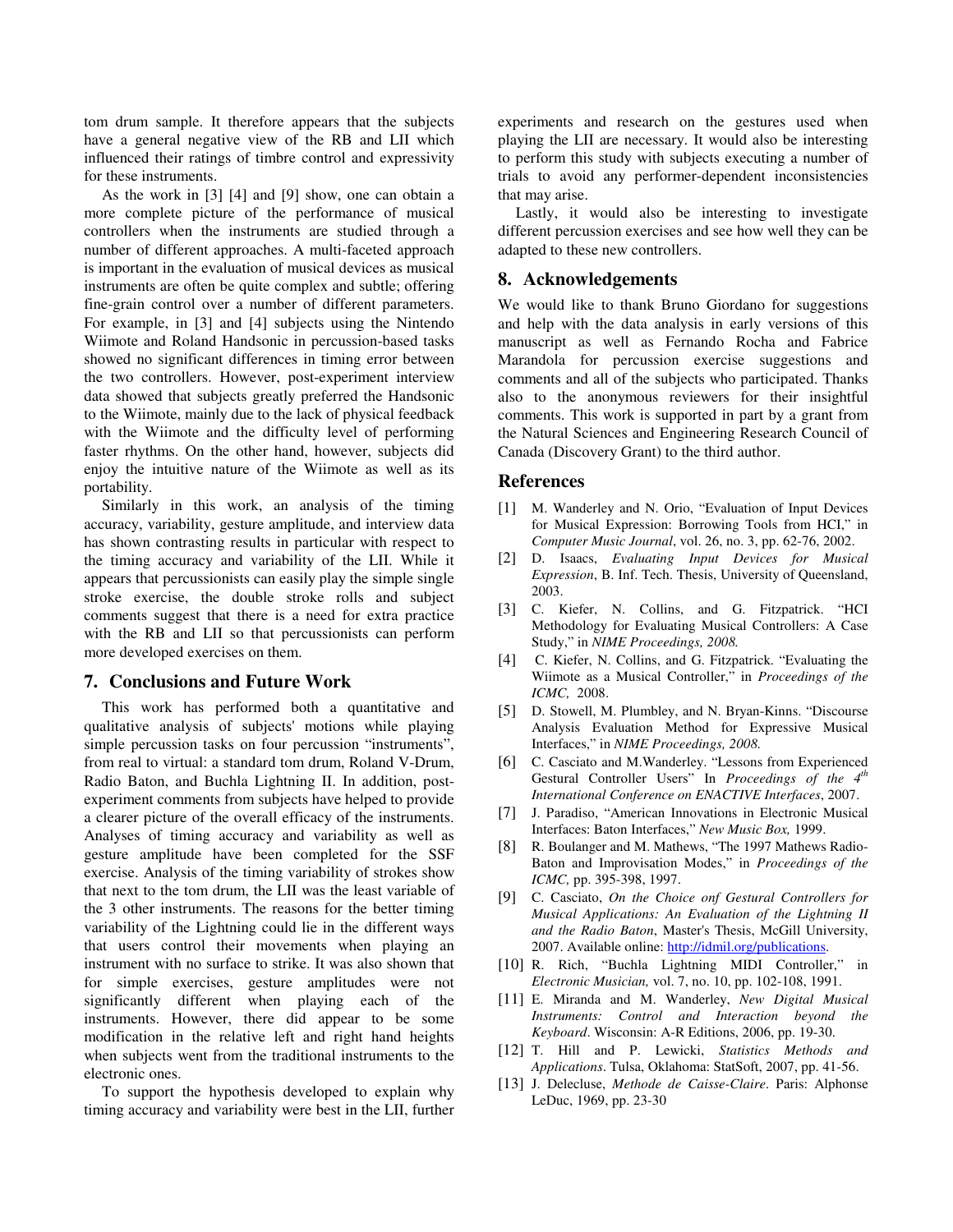tom drum sample. It therefore appears that the subjects have a general negative view of the RB and LII which influenced their ratings of timbre control and expressivity for these instruments.

As the work in [3] [4] and [9] show, one can obtain a more complete picture of the performance of musical controllers when the instruments are studied through a number of different approaches. A multi-faceted approach is important in the evaluation of musical devices as musical instruments are often be quite complex and subtle; offering fine-grain control over a number of different parameters. For example, in [3] and [4] subjects using the Nintendo Wiimote and Roland Handsonic in percussion-based tasks showed no significant differences in timing error between the two controllers. However, post-experiment interview data showed that subjects greatly preferred the Handsonic to the Wiimote, mainly due to the lack of physical feedback with the Wiimote and the difficulty level of performing faster rhythms. On the other hand, however, subjects did enjoy the intuitive nature of the Wiimote as well as its portability.

Similarly in this work, an analysis of the timing accuracy, variability, gesture amplitude, and interview data has shown contrasting results in particular with respect to the timing accuracy and variability of the LII. While it appears that percussionists can easily play the simple single stroke exercise, the double stroke rolls and subject comments suggest that there is a need for extra practice with the RB and LII so that percussionists can perform more developed exercises on them.

## 7. Conclusions and Future Work

This work has performed both a quantitative and qualitative analysis of subjects' motions while playing simple percussion tasks on four percussion "instruments", from real to virtual: a standard tom drum, Roland V-Drum, Radio Baton, and Buchla Lightning II. In addition, post-experiment comments from subjects have helped to provide a clearer picture of the overall efficacy of the instruments. Analyses of timing accuracy and variability as well as gesture amplitude have been completed for the SSF exercise. Analysis of the timing variability of strokes show that next to the tom drum, the LII was the least variable of the 3 other instruments. The reasons for the better timing variability of the Lightning could lie in the different ways that users control their movements when playing an instrument with no surface to strike. It was also shown that for simple exercises, gesture amplitudes were not significantly different when playing each of the instruments. However, there did appear to be some modification in the relative left and right hand heights when subjects went from the traditional instruments to the electronic ones.

To support the hypothesis developed to explain why timing accuracy and variability were best in the LII, further experiments and research on the gestures used when playing the LII are necessary. It would also be interesting to perform this study with subjects executing a number of trials to avoid any performer-dependent inconsistencies that may arise.

Lastly, it would also be interesting to investigate different percussion exercises and see how well they can be adapted to these new controllers.

## 8. Acknowledgements

We would like to thank Bruno Giordano for suggestions and help with the data analysis in early versions of this manuscript as well as Fernando Rocha and Fabrice Marandola for percussion exercise suggestions and comments and all of the subjects who participated. Thanks also to the anonymous reviewers for their insightful comments. This work is supported in part by a grant from the Natural Sciences and Engineering Research Council of Canada (Discovery Grant) to the third author.

## References

[1] M. Wanderley and N. Orio, "Evaluation of Input Devices for Musical Expression: Borrowing Tools from HCI," in *Computer Music Journal*, vol. 26, no. 3, pp. 62-76, 2002.

[2] D. Isaacs, *Evaluating Input Devices for Musical Expression*, B. Inf. Tech. Thesis, University of Queensland, 2003.

[3] C. Kiefer, N. Collins, and G. Fitzpatrick. "HCI Methodology for Evaluating Musical Controllers: A Case Study," in *NIME Proceedings, 2008.*

[4] C. Kiefer, N. Collins, and G. Fitzpatrick. "Evaluating the Wiimote as a Musical Controller," in *Proceedings of the ICMC,* 2008.

[5] D. Stowell, M. Plumbley, and N. Bryan-Kinns. "Discourse Analysis Evaluation Method for Expressive Musical Interfaces," in *NIME Proceedings, 2008.*

[6] C. Casciato and M.Wanderley. "Lessons from Experienced Gestural Controller Users" In *Proceedings of the 4th International Conference on ENACTIVE Interfaces*, 2007.

[7] J. Paradiso, "American Innovations in Electronic Musical Interfaces: Baton Interfaces," *New Music Box,* 1999.

[8] R. Boulanger and M. Mathews, "The 1997 Mathews Radio-Baton and Improvisation Modes," in *Proceedings of the ICMC,* pp. 395-398, 1997.

[9] C. Casciato, *On the Choice onf Gestural Controllers for Musical Applications: An Evaluation of the Lightning II and the Radio Baton*, Master's Thesis, McGill University, 2007. Available online: http://idmil.org/publications.

[10] R. Rich, "Buchla Lightning MIDI Controller," in *Electronic Musician,* vol. 7, no. 10, pp. 102-108, 1991.

[11] E. Miranda and M. Wanderley, *New Digital Musical Instruments: Control and Interaction beyond the Keyboard*. Wisconsin: A-R Editions, 2006, pp. 19-30.

[12] T. Hill and P. Lewicki, *Statistics Methods and Applications*. Tulsa, Oklahoma: StatSoft, 2007, pp. 41-56.

[13] J. Delecluse, *Methode de Caisse-Claire*. Paris: Alphonse LeDuc, 1969, pp. 23-30